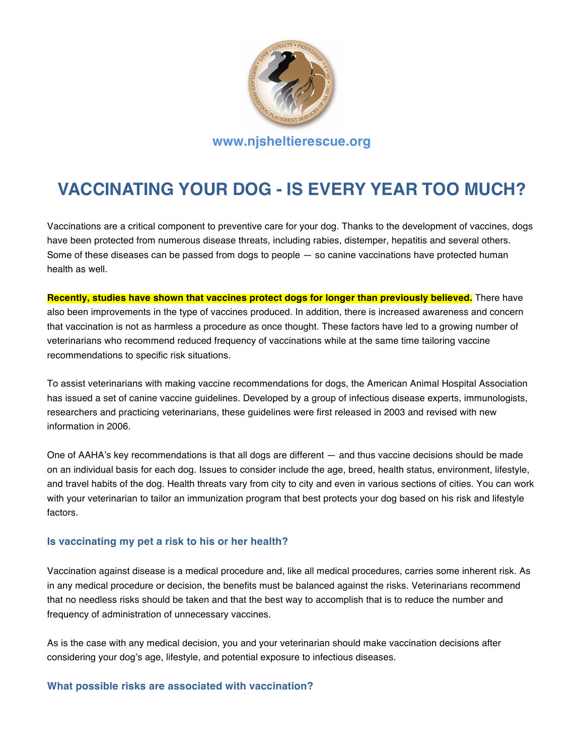www.njsheltierescue.org

# VACCINATING YOUR DOG - IS EVERY YEAR TOO MUCH?

Vaccinations are a critical component to preventive care for your dog. Thanks to the development of vaccines, dogs have been protected from numerous disease threats, including rabies, distemper, hepatitis and several others. Some of these diseases can be passed from dogs to people — so canine vaccinations have protected human health as well.

**Recently, studies have shown that vaccines protect dogs for longer than previously believed.** There have also been improvements in the type of vaccines produced. In addition, there is increased awareness and concern that vaccination is not as harmless a procedure as once thought. These factors have led to a growing number of veterinarians who recommend reduced frequency of vaccinations while at the same time tailoring vaccine recommendations to specific risk situations.

To assist veterinarians with making vaccine recommendations for dogs, the American Animal Hospital Association has issued a set of canine vaccine guidelines. Developed by a group of infectious disease experts, immunologists, researchers and practicing veterinarians, these guidelines were first released in 2003 and revised with new information in 2006.

One of AAHA's key recommendations is that all dogs are different — and thus vaccine decisions should be made on an individual basis for each dog. Issues to consider include the age, breed, health status, environment, lifestyle, and travel habits of the dog. Health threats vary from city to city and even in various sections of cities. You can work with your veterinarian to tailor an immunization program that best protects your dog based on his risk and lifestyle factors.

### Is vaccinating my pet a risk to his or her health?

Vaccination against disease is a medical procedure and, like all medical procedures, carries some inherent risk. As in any medical procedure or decision, the benefits must be balanced against the risks. Veterinarians recommend that no needless risks should be taken and that the best way to accomplish that is to reduce the number and frequency of administration of unnecessary vaccines.

As is the case with any medical decision, you and your veterinarian should make vaccination decisions after considering your dog's age, lifestyle, and potential exposure to infectious diseases.

### What possible risks are associated with vaccination?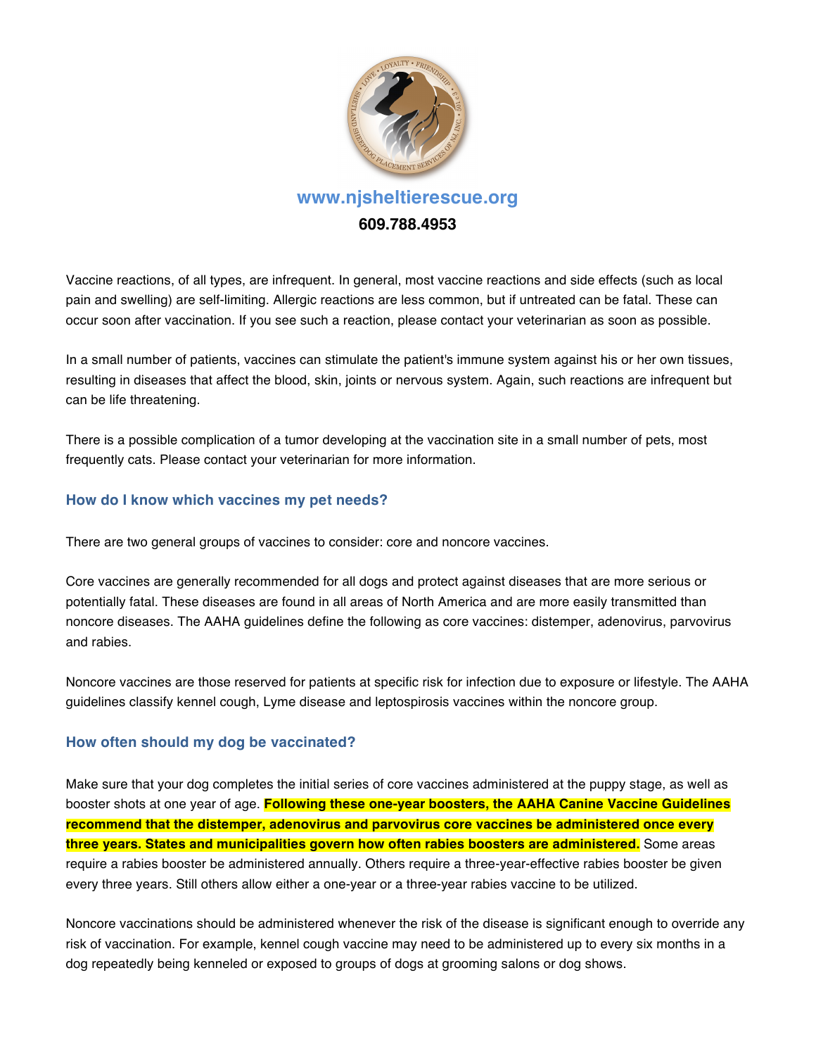www.njsheltierescue.org

**609.788.4953**

Vaccine reactions, of all types, are infrequent. In general, most vaccine reactions and side effects (such as local pain and swelling) are self-limiting. Allergic reactions are less common, but if untreated can be fatal. These can occur soon after vaccination. If you see such a reaction, please contact your veterinarian as soon as possible.

In a small number of patients, vaccines can stimulate the patient's immune system against his or her own tissues, resulting in diseases that affect the blood, skin, joints or nervous system. Again, such reactions are infrequent but can be life threatening.

There is a possible complication of a tumor developing at the vaccination site in a small number of pets, most frequently cats. Please contact your veterinarian for more information.

### How do I know which vaccines my pet needs?

There are two general groups of vaccines to consider: core and noncore vaccines.

Core vaccines are generally recommended for all dogs and protect against diseases that are more serious or potentially fatal. These diseases are found in all areas of North America and are more easily transmitted than noncore diseases. The AAHA guidelines define the following as core vaccines: distemper, adenovirus, parvovirus and rabies.

Noncore vaccines are those reserved for patients at specific risk for infection due to exposure or lifestyle. The AAHA guidelines classify kennel cough, Lyme disease and leptospirosis vaccines within the noncore group.

### How often should my dog be vaccinated?

Make sure that your dog completes the initial series of core vaccines administered at the puppy stage, as well as booster shots at one year of age. **Following these one-year boosters, the AAHA Canine Vaccine Guidelines recommend that the distemper, adenovirus and parvovirus core vaccines be administered once every three years. States and municipalities govern how often rabies boosters are administered.** Some areas require a rabies booster be administered annually. Others require a three-year-effective rabies booster be given every three years. Still others allow either a one-year or a three-year rabies vaccine to be utilized.

Noncore vaccinations should be administered whenever the risk of the disease is significant enough to override any risk of vaccination. For example, kennel cough vaccine may need to be administered up to every six months in a dog repeatedly being kenneled or exposed to groups of dogs at grooming salons or dog shows.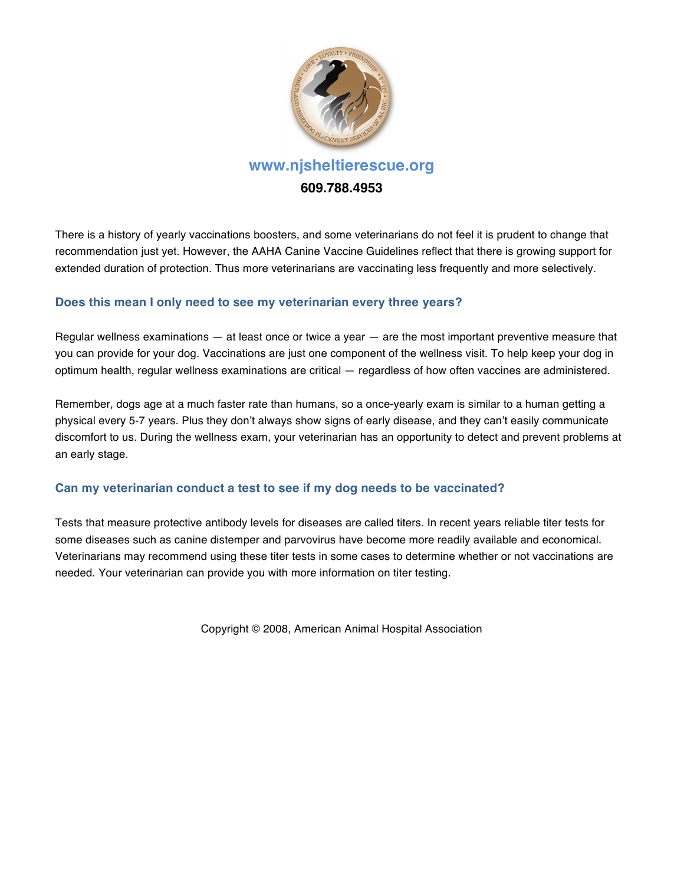www.njsheltierescue.org

**609.788.4953**

There is a history of yearly vaccinations boosters, and some veterinarians do not feel it is prudent to change that recommendation just yet. However, the AAHA Canine Vaccine Guidelines reflect that there is growing support for extended duration of protection. Thus more veterinarians are vaccinating less frequently and more selectively.

### Does this mean I only need to see my veterinarian every three years?

Regular wellness examinations — at least once or twice a year — are the most important preventive measure that you can provide for your dog. Vaccinations are just one component of the wellness visit. To help keep your dog in optimum health, regular wellness examinations are critical — regardless of how often vaccines are administered.

Remember, dogs age at a much faster rate than humans, so a once-yearly exam is similar to a human getting a physical every 5-7 years. Plus they don't always show signs of early disease, and they can't easily communicate discomfort to us. During the wellness exam, your veterinarian has an opportunity to detect and prevent problems at an early stage.

### Can my veterinarian conduct a test to see if my dog needs to be vaccinated?

Tests that measure protective antibody levels for diseases are called titers. In recent years reliable titer tests for some diseases such as canine distemper and parvovirus have become more readily available and economical. Veterinarians may recommend using these titer tests in some cases to determine whether or not vaccinations are needed. Your veterinarian can provide you with more information on titer testing.

Copyright © 2008, American Animal Hospital Association